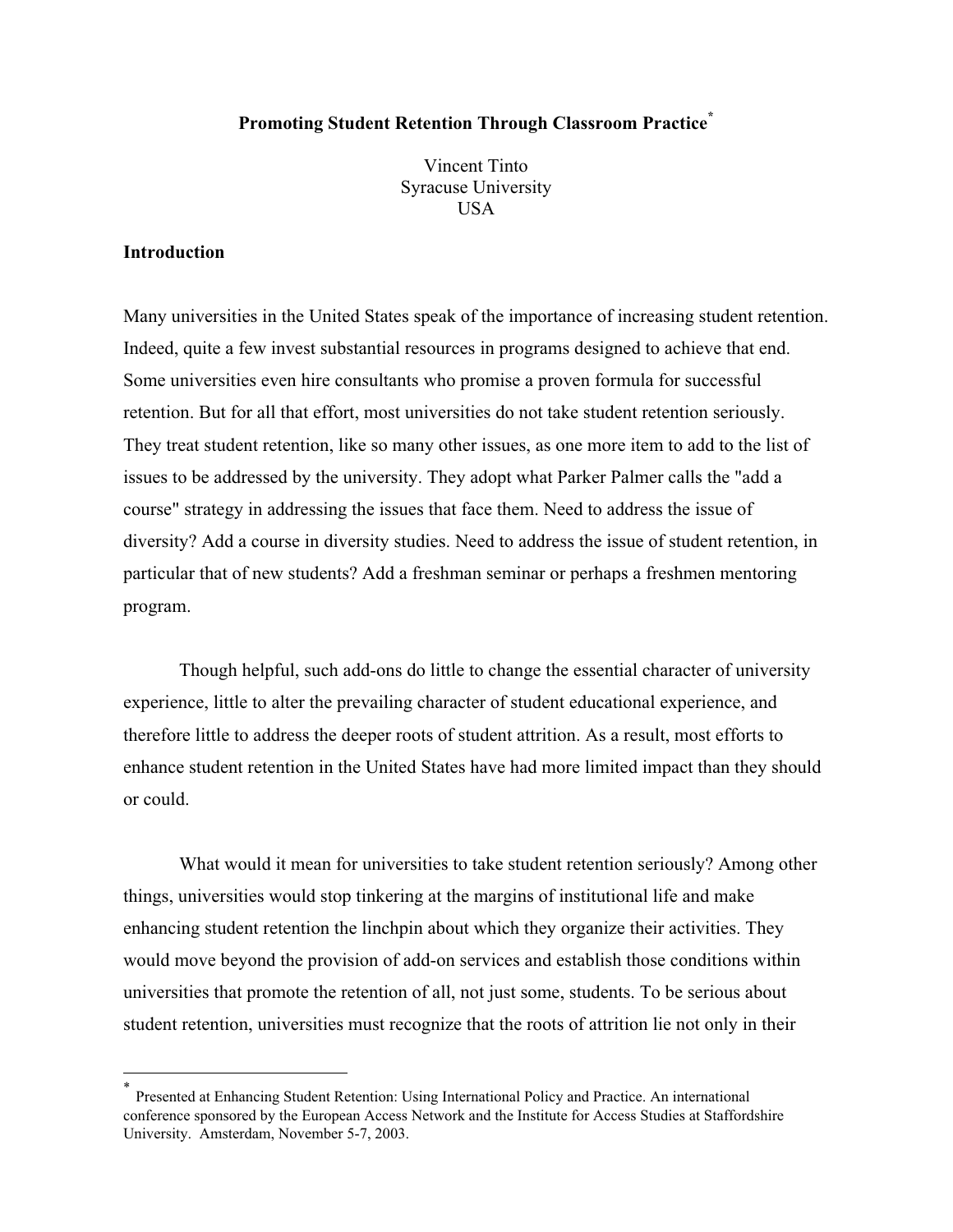# Promoting Student Retention Through Classroom Practice[*]

Vincent Tinto
Syracuse University
USA

## Introduction

Many universities in the United States speak of the importance of increasing student retention. Indeed, quite a few invest substantial resources in programs designed to achieve that end. Some universities even hire consultants who promise a proven formula for successful retention. But for all that effort, most universities do not take student retention seriously. They treat student retention, like so many other issues, as one more item to add to the list of issues to be addressed by the university. They adopt what Parker Palmer calls the "add a course" strategy in addressing the issues that face them. Need to address the issue of diversity? Add a course in diversity studies. Need to address the issue of student retention, in particular that of new students? Add a freshman seminar or perhaps a freshmen mentoring program.

Though helpful, such add-ons do little to change the essential character of university experience, little to alter the prevailing character of student educational experience, and therefore little to address the deeper roots of student attrition. As a result, most efforts to enhance student retention in the United States have had more limited impact than they should or could.

What would it mean for universities to take student retention seriously? Among other things, universities would stop tinkering at the margins of institutional life and make enhancing student retention the linchpin about which they organize their activities. They would move beyond the provision of add-on services and establish those conditions within universities that promote the retention of all, not just some, students. To be serious about student retention, universities must recognize that the roots of attrition lie not only in their

---

[*] Presented at Enhancing Student Retention: Using International Policy and Practice. An international conference sponsored by the European Access Network and the Institute for Access Studies at Staffordshire University. Amsterdam, November 5-7, 2003.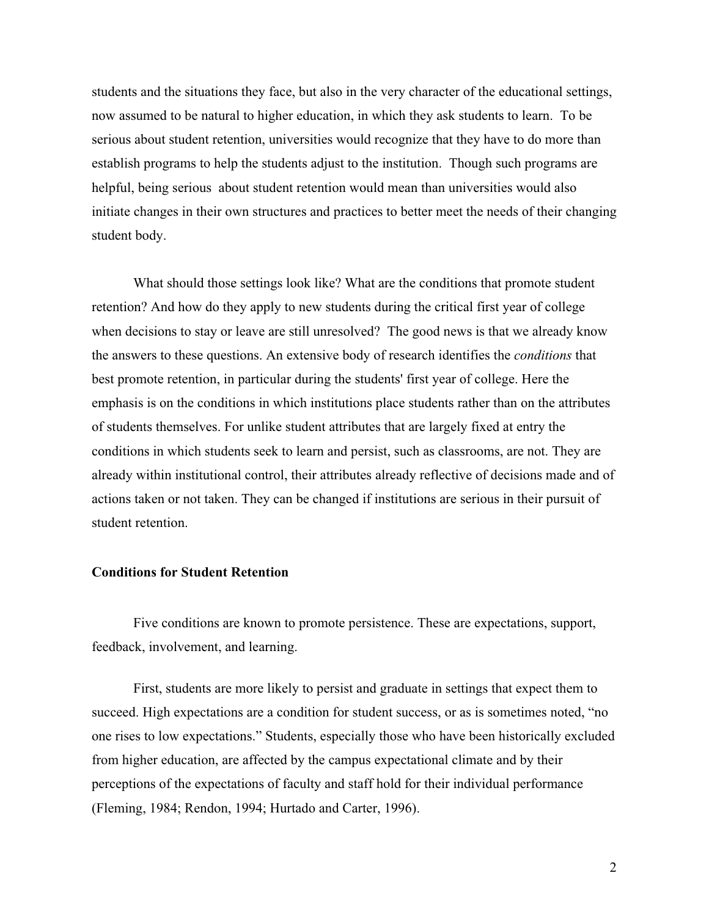students and the situations they face, but also in the very character of the educational settings, now assumed to be natural to higher education, in which they ask students to learn. To be serious about student retention, universities would recognize that they have to do more than establish programs to help the students adjust to the institution. Though such programs are helpful, being serious about student retention would mean than universities would also initiate changes in their own structures and practices to better meet the needs of their changing student body.

What should those settings look like? What are the conditions that promote student retention? And how do they apply to new students during the critical first year of college when decisions to stay or leave are still unresolved? The good news is that we already know the answers to these questions. An extensive body of research identifies the *conditions* that best promote retention, in particular during the students' first year of college. Here the emphasis is on the conditions in which institutions place students rather than on the attributes of students themselves. For unlike student attributes that are largely fixed at entry the conditions in which students seek to learn and persist, such as classrooms, are not. They are already within institutional control, their attributes already reflective of decisions made and of actions taken or not taken. They can be changed if institutions are serious in their pursuit of student retention.

## Conditions for Student Retention

Five conditions are known to promote persistence. These are expectations, support, feedback, involvement, and learning.

First, students are more likely to persist and graduate in settings that expect them to succeed. High expectations are a condition for student success, or as is sometimes noted, "no one rises to low expectations." Students, especially those who have been historically excluded from higher education, are affected by the campus expectational climate and by their perceptions of the expectations of faculty and staff hold for their individual performance (Fleming, 1984; Rendon, 1994; Hurtado and Carter, 1996).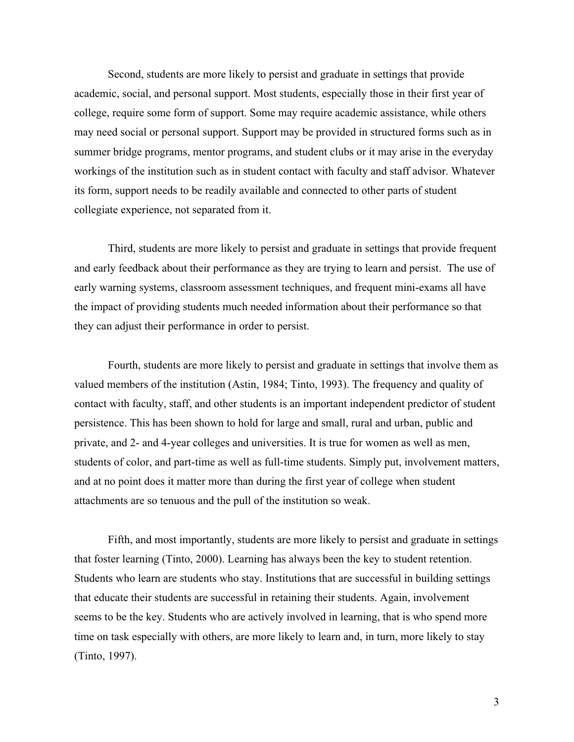Second, students are more likely to persist and graduate in settings that provide academic, social, and personal support. Most students, especially those in their first year of college, require some form of support. Some may require academic assistance, while others may need social or personal support. Support may be provided in structured forms such as in summer bridge programs, mentor programs, and student clubs or it may arise in the everyday workings of the institution such as in student contact with faculty and staff advisor. Whatever its form, support needs to be readily available and connected to other parts of student collegiate experience, not separated from it.

Third, students are more likely to persist and graduate in settings that provide frequent and early feedback about their performance as they are trying to learn and persist. The use of early warning systems, classroom assessment techniques, and frequent mini-exams all have the impact of providing students much needed information about their performance so that they can adjust their performance in order to persist.

Fourth, students are more likely to persist and graduate in settings that involve them as valued members of the institution (Astin, 1984; Tinto, 1993). The frequency and quality of contact with faculty, staff, and other students is an important independent predictor of student persistence. This has been shown to hold for large and small, rural and urban, public and private, and 2- and 4-year colleges and universities. It is true for women as well as men, students of color, and part-time as well as full-time students. Simply put, involvement matters, and at no point does it matter more than during the first year of college when student attachments are so tenuous and the pull of the institution so weak.

Fifth, and most importantly, students are more likely to persist and graduate in settings that foster learning (Tinto, 2000). Learning has always been the key to student retention. Students who learn are students who stay. Institutions that are successful in building settings that educate their students are successful in retaining their students. Again, involvement seems to be the key. Students who are actively involved in learning, that is who spend more time on task especially with others, are more likely to learn and, in turn, more likely to stay (Tinto, 1997).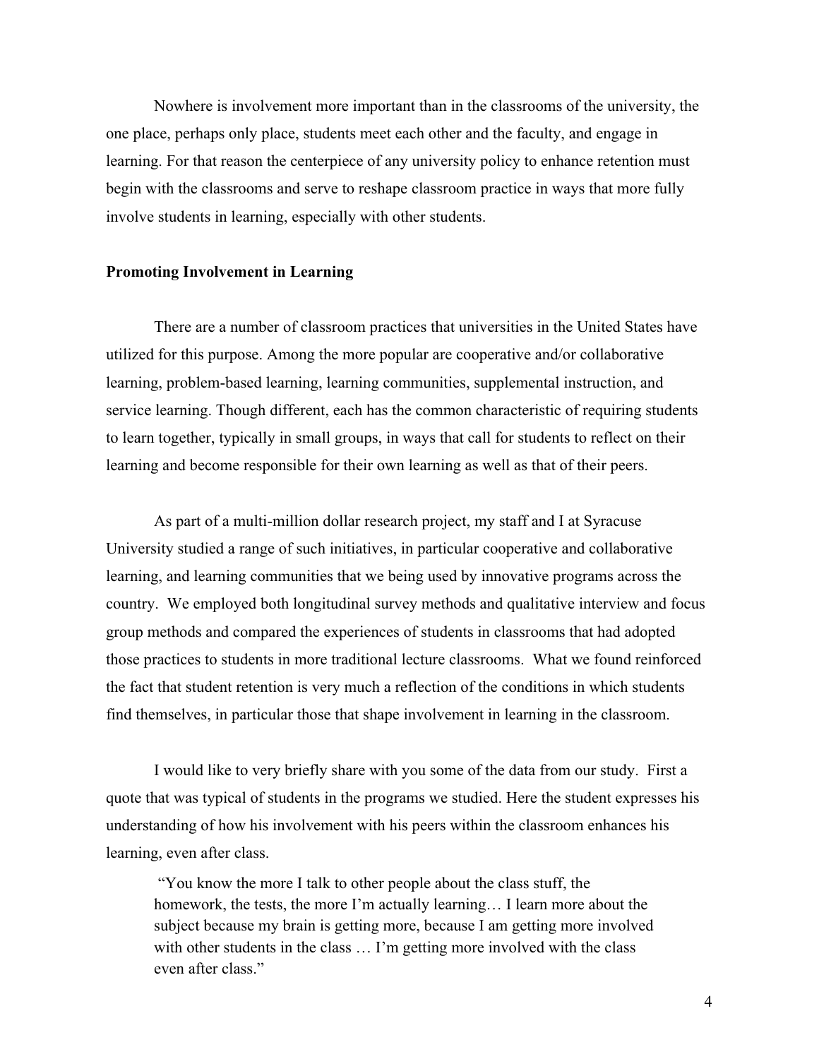Nowhere is involvement more important than in the classrooms of the university, the one place, perhaps only place, students meet each other and the faculty, and engage in learning. For that reason the centerpiece of any university policy to enhance retention must begin with the classrooms and serve to reshape classroom practice in ways that more fully involve students in learning, especially with other students.

**Promoting Involvement in Learning**

There are a number of classroom practices that universities in the United States have utilized for this purpose. Among the more popular are cooperative and/or collaborative learning, problem-based learning, learning communities, supplemental instruction, and service learning. Though different, each has the common characteristic of requiring students to learn together, typically in small groups, in ways that call for students to reflect on their learning and become responsible for their own learning as well as that of their peers.

As part of a multi-million dollar research project, my staff and I at Syracuse University studied a range of such initiatives, in particular cooperative and collaborative learning, and learning communities that we being used by innovative programs across the country. We employed both longitudinal survey methods and qualitative interview and focus group methods and compared the experiences of students in classrooms that had adopted those practices to students in more traditional lecture classrooms. What we found reinforced the fact that student retention is very much a reflection of the conditions in which students find themselves, in particular those that shape involvement in learning in the classroom.

I would like to very briefly share with you some of the data from our study. First a quote that was typical of students in the programs we studied. Here the student expresses his understanding of how his involvement with his peers within the classroom enhances his learning, even after class.

> "You know the more I talk to other people about the class stuff, the homework, the tests, the more I'm actually learning… I learn more about the subject because my brain is getting more, because I am getting more involved with other students in the class … I'm getting more involved with the class even after class."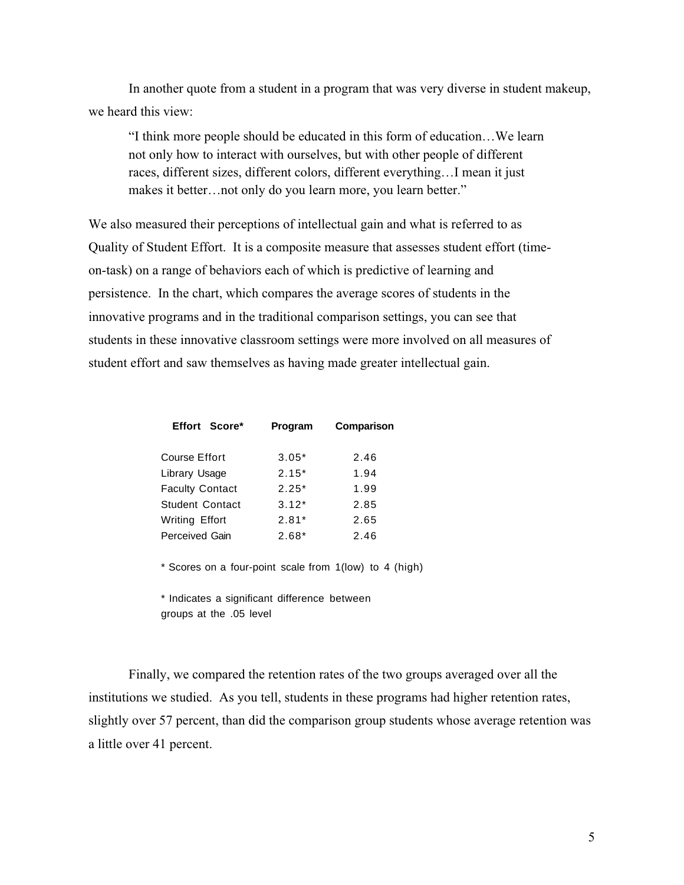In another quote from a student in a program that was very diverse in student makeup, we heard this view:

> "I think more people should be educated in this form of education…We learn not only how to interact with ourselves, but with other people of different races, different sizes, different colors, different everything…I mean it just makes it better…not only do you learn more, you learn better."

We also measured their perceptions of intellectual gain and what is referred to as Quality of Student Effort. It is a composite measure that assesses student effort (time-on-task) on a range of behaviors each of which is predictive of learning and persistence. In the chart, which compares the average scores of students in the innovative programs and in the traditional comparison settings, you can see that students in these innovative classroom settings were more involved on all measures of student effort and saw themselves as having made greater intellectual gain.

| Effort Score* | Program | Comparison |
|---|---|---|
| Course Effort | 3.05* | 2.46 |
| Library Usage | 2.15* | 1.94 |
| Faculty Contact | 2.25* | 1.99 |
| Student Contact | 3.12* | 2.85 |
| Writing Effort | 2.81* | 2.65 |
| Perceived Gain | 2.68* | 2.46 |

* Scores on a four-point scale from 1(low) to 4 (high)

* Indicates a significant difference between groups at the .05 level

Finally, we compared the retention rates of the two groups averaged over all the institutions we studied. As you tell, students in these programs had higher retention rates, slightly over 57 percent, than did the comparison group students whose average retention was a little over 41 percent.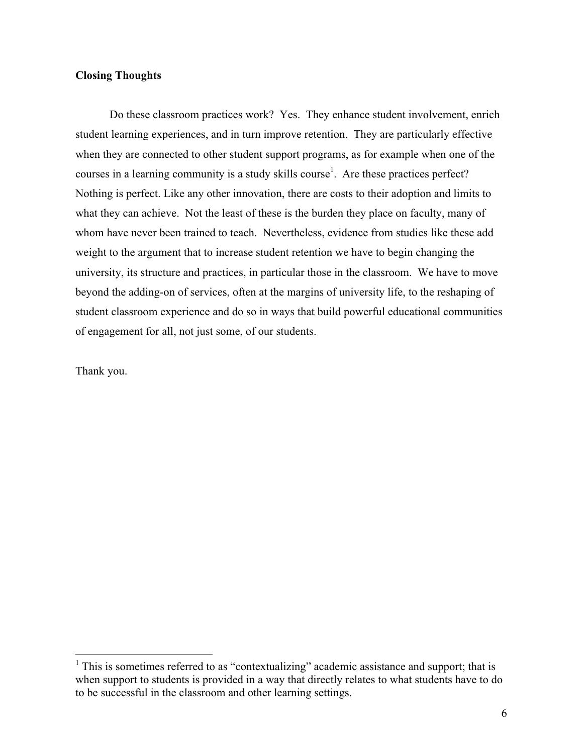## Closing Thoughts

Do these classroom practices work? Yes. They enhance student involvement, enrich student learning experiences, and in turn improve retention. They are particularly effective when they are connected to other student support programs, as for example when one of the courses in a learning community is a study skills course[1]. Are these practices perfect? Nothing is perfect. Like any other innovation, there are costs to their adoption and limits to what they can achieve. Not the least of these is the burden they place on faculty, many of whom have never been trained to teach. Nevertheless, evidence from studies like these add weight to the argument that to increase student retention we have to begin changing the university, its structure and practices, in particular those in the classroom. We have to move beyond the adding-on of services, often at the margins of university life, to the reshaping of student classroom experience and do so in ways that build powerful educational communities of engagement for all, not just some, of our students.

Thank you.

---

[1] This is sometimes referred to as "contextualizing" academic assistance and support; that is when support to students is provided in a way that directly relates to what students have to do to be successful in the classroom and other learning settings.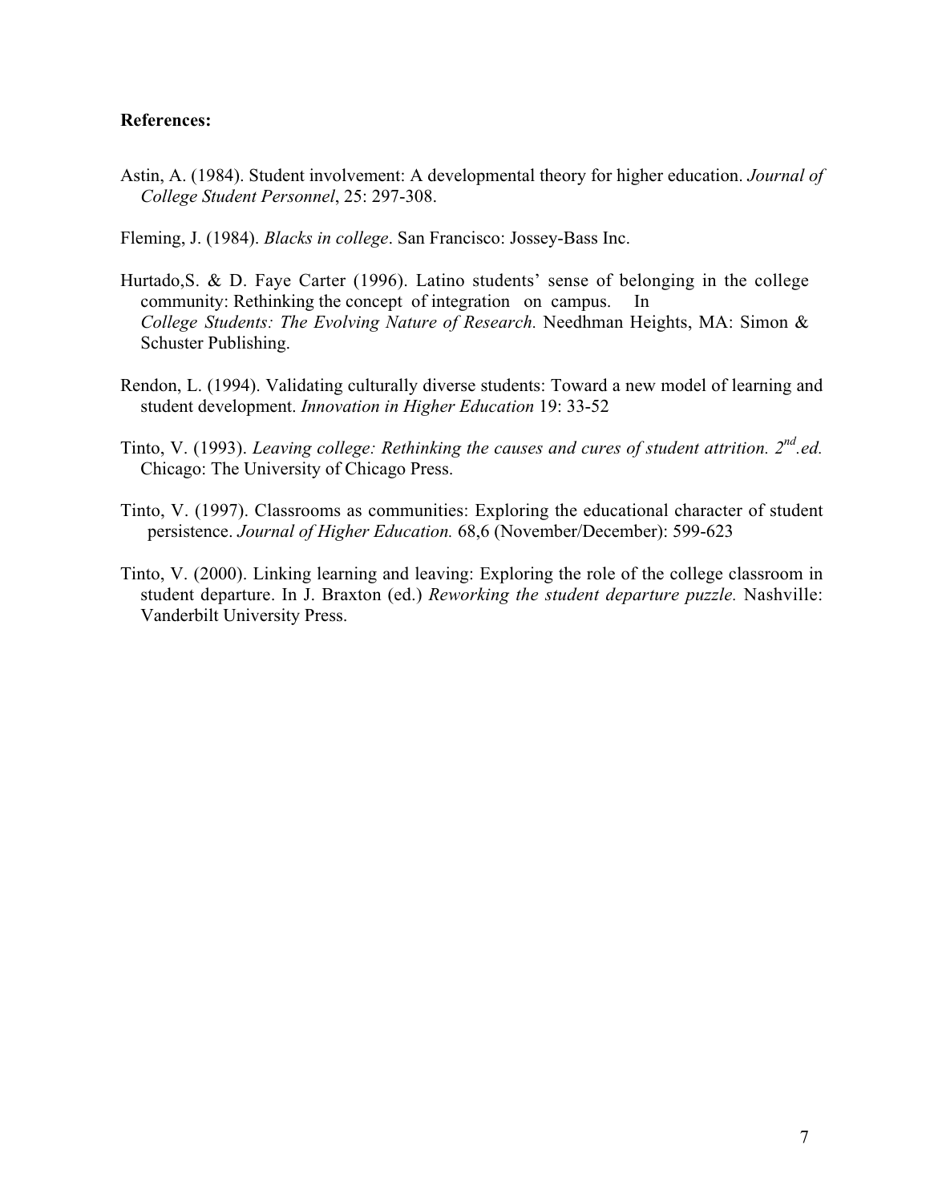**References:**

Astin, A. (1984). Student involvement: A developmental theory for higher education. *Journal of College Student Personnel*, 25: 297-308.

Fleming, J. (1984). *Blacks in college*. San Francisco: Jossey-Bass Inc.

Hurtado,S. & D. Faye Carter (1996). Latino students' sense of belonging in the college community: Rethinking the concept of integration on campus. In *College Students: The Evolving Nature of Research.* Needhman Heights, MA: Simon & Schuster Publishing.

Rendon, L. (1994). Validating culturally diverse students: Toward a new model of learning and student development. *Innovation in Higher Education* 19: 33-52

Tinto, V. (1993). *Leaving college: Rethinking the causes and cures of student attrition. 2nd.ed.* Chicago: The University of Chicago Press.

Tinto, V. (1997). Classrooms as communities: Exploring the educational character of student persistence. *Journal of Higher Education.* 68,6 (November/December): 599-623

Tinto, V. (2000). Linking learning and leaving: Exploring the role of the college classroom in student departure. In J. Braxton (ed.) *Reworking the student departure puzzle.* Nashville: Vanderbilt University Press.